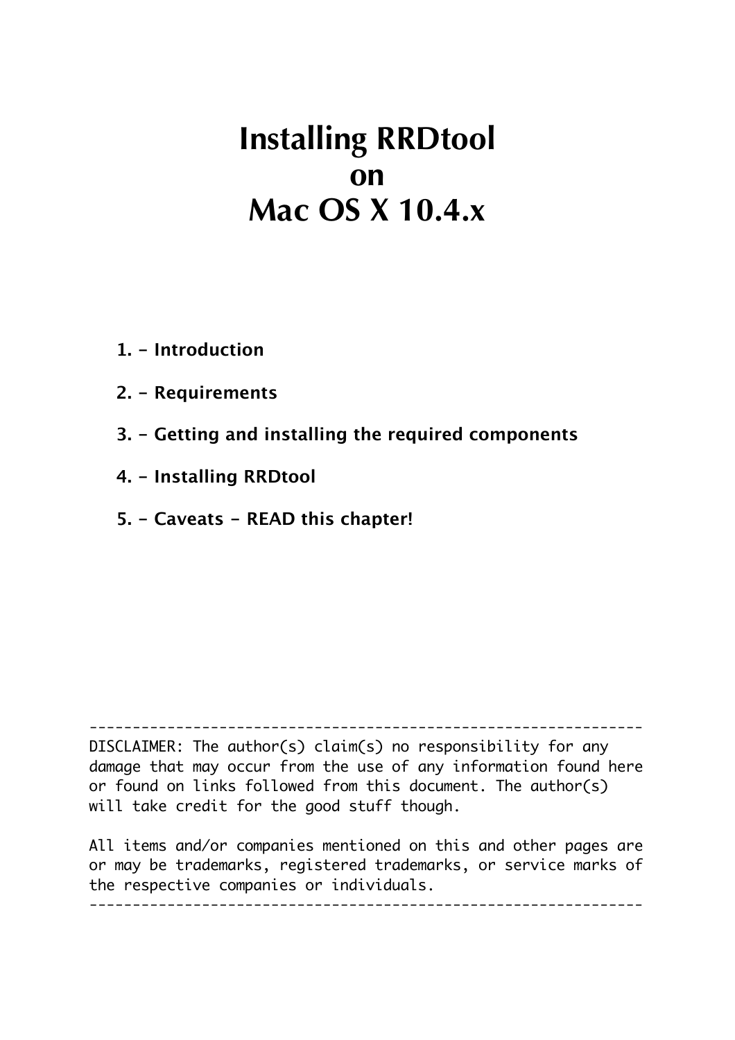# Installing RRDtool on Mac OS X 10.4.x

**1. - Introduction**

**2. - Requirements**

**3. - Getting and installing the required components**

**4. - Installing RRDtool**

**5. - Caveats - READ this chapter!**

```
---------------------------------------------------------------
DISCLAIMER: The author(s) claim(s) no responsibility for any
damage that may occur from the use of any information found here
or found on links followed from this document. The author(s)
will take credit for the good stuff though.

All items and/or companies mentioned on this and other pages are
or may be trademarks, registered trademarks, or service marks of
the respective companies or individuals.
---------------------------------------------------------------
```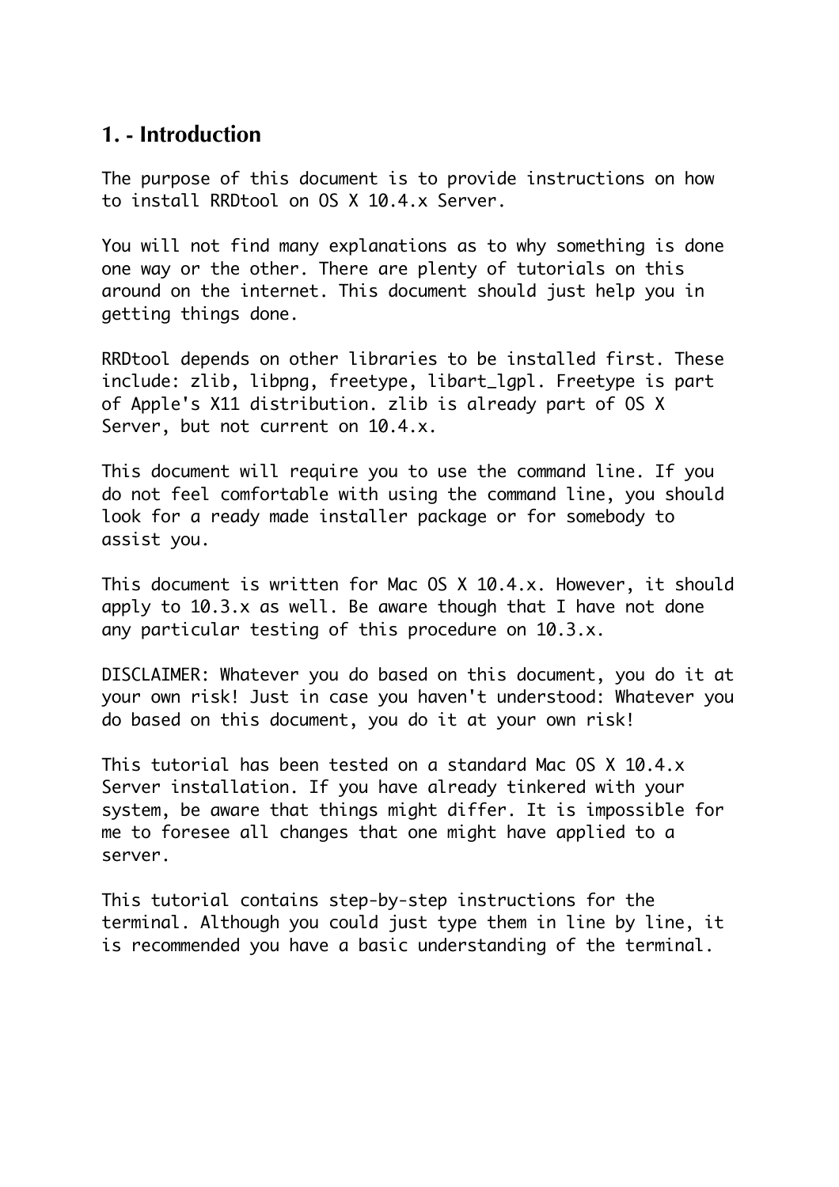## 1. - Introduction

The purpose of this document is to provide instructions on how to install RRDtool on OS X 10.4.x Server.

You will not find many explanations as to why something is done one way or the other. There are plenty of tutorials on this around on the internet. This document should just help you in getting things done.

RRDtool depends on other libraries to be installed first. These include: zlib, libpng, freetype, libart_lgpl. Freetype is part of Apple's X11 distribution. zlib is already part of OS X Server, but not current on 10.4.x.

This document will require you to use the command line. If you do not feel comfortable with using the command line, you should look for a ready made installer package or for somebody to assist you.

This document is written for Mac OS X 10.4.x. However, it should apply to 10.3.x as well. Be aware though that I have not done any particular testing of this procedure on 10.3.x.

DISCLAIMER: Whatever you do based on this document, you do it at your own risk! Just in case you haven't understood: Whatever you do based on this document, you do it at your own risk!

This tutorial has been tested on a standard Mac OS X 10.4.x Server installation. If you have already tinkered with your system, be aware that things might differ. It is impossible for me to foresee all changes that one might have applied to a server.

This tutorial contains step-by-step instructions for the terminal. Although you could just type them in line by line, it is recommended you have a basic understanding of the terminal.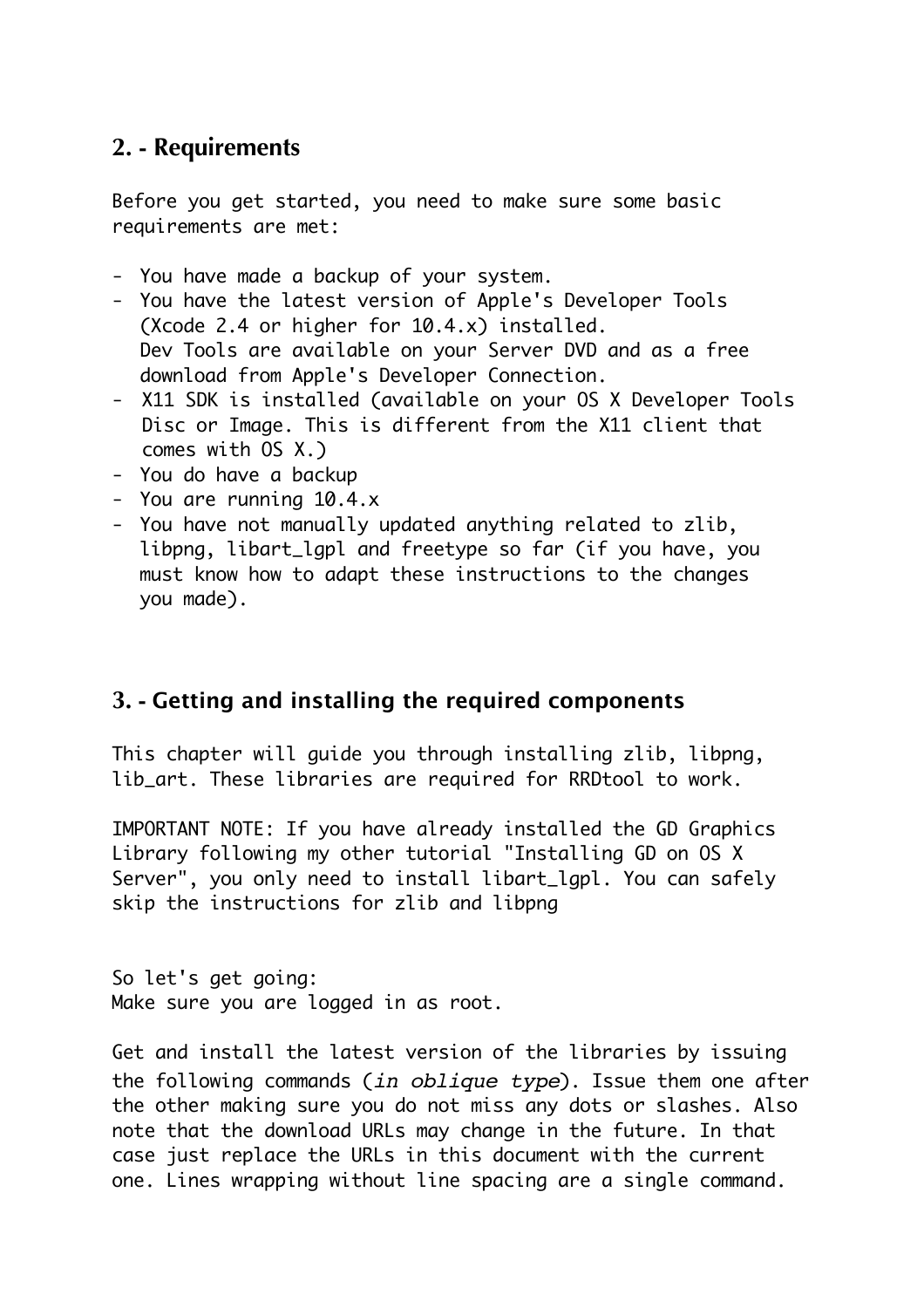## 2. - Requirements

Before you get started, you need to make sure some basic requirements are met:

- You have made a backup of your system.
- You have the latest version of Apple's Developer Tools (Xcode 2.4 or higher for 10.4.x) installed.
  Dev Tools are available on your Server DVD and as a free download from Apple's Developer Connection.
- X11 SDK is installed (available on your OS X Developer Tools Disc or Image. This is different from the X11 client that comes with OS X.)
- You do have a backup
- You are running 10.4.x
- You have not manually updated anything related to zlib, libpng, libart_lgpl and freetype so far (if you have, you must know how to adapt these instructions to the changes you made).

## 3. - Getting and installing the required components

This chapter will guide you through installing zlib, libpng, lib_art. These libraries are required for RRDtool to work.

IMPORTANT NOTE: If you have already installed the GD Graphics Library following my other tutorial "Installing GD on OS X Server", you only need to install libart_lgpl. You can safely skip the instructions for zlib and libpng

So let's get going:
Make sure you are logged in as root.

Get and install the latest version of the libraries by issuing the following commands (*in oblique type*). Issue them one after the other making sure you do not miss any dots or slashes. Also note that the download URLs may change in the future. In that case just replace the URLs in this document with the current one. Lines wrapping without line spacing are a single command.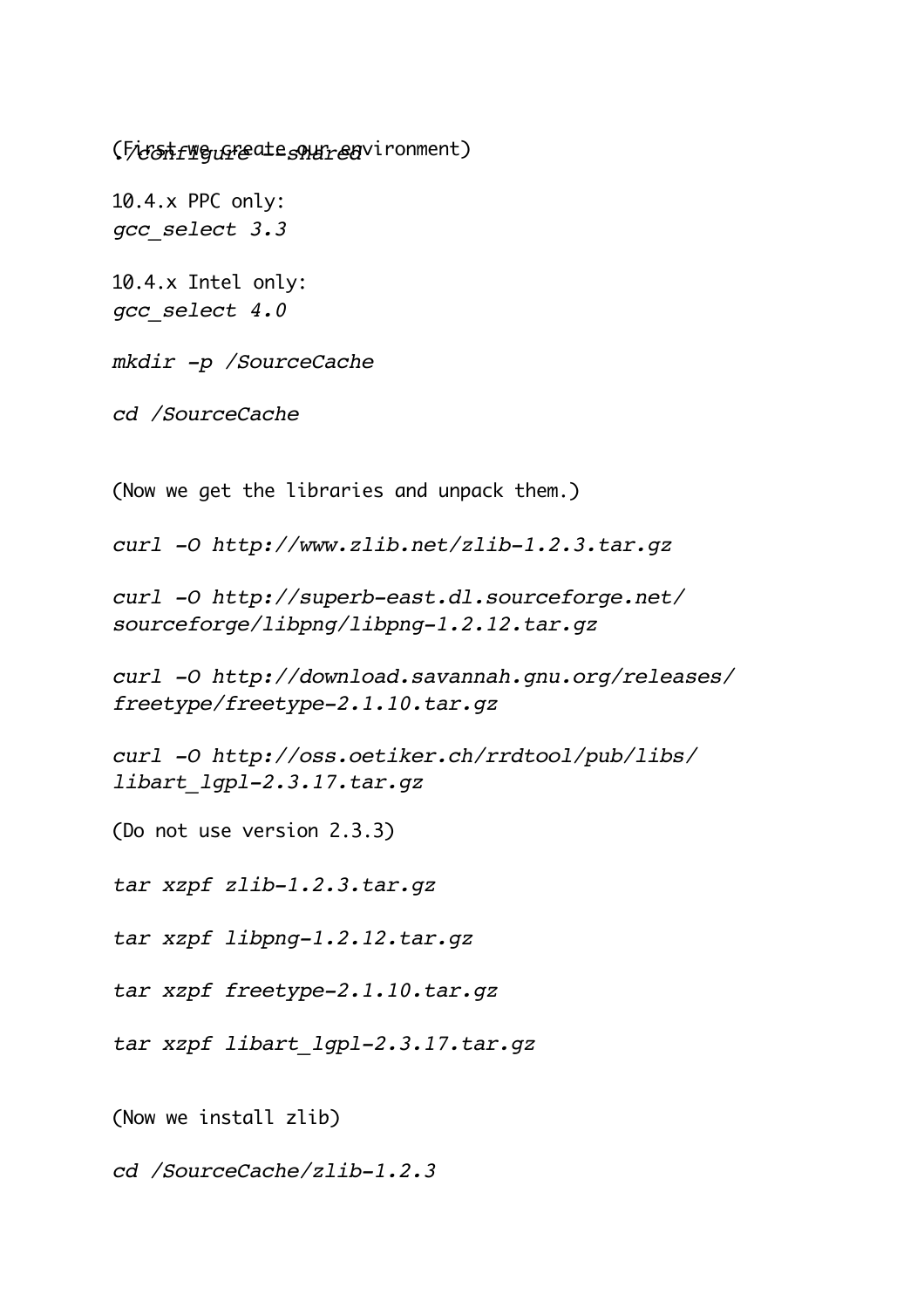(First we create our environment)

*./configure --shared*

10.4.x PPC only:
*gcc_select 3.3*

10.4.x Intel only:
*gcc_select 4.0*

*mkdir -p /SourceCache*

*cd /SourceCache*

(Now we get the libraries and unpack them.)

*curl -O http://www.zlib.net/zlib-1.2.3.tar.gz*

*curl -O http://superb-east.dl.sourceforge.net/sourceforge/libpng/libpng-1.2.12.tar.gz*

*curl -O http://download.savannah.gnu.org/releases/freetype/freetype-2.1.10.tar.gz*

*curl -O http://oss.oetiker.ch/rrdtool/pub/libs/libart_lgpl-2.3.17.tar.gz*

(Do not use version 2.3.3)

*tar xzpf zlib-1.2.3.tar.gz*

*tar xzpf libpng-1.2.12.tar.gz*

*tar xzpf freetype-2.1.10.tar.gz*

*tar xzpf libart_lgpl-2.3.17.tar.gz*

(Now we install zlib)

*cd /SourceCache/zlib-1.2.3*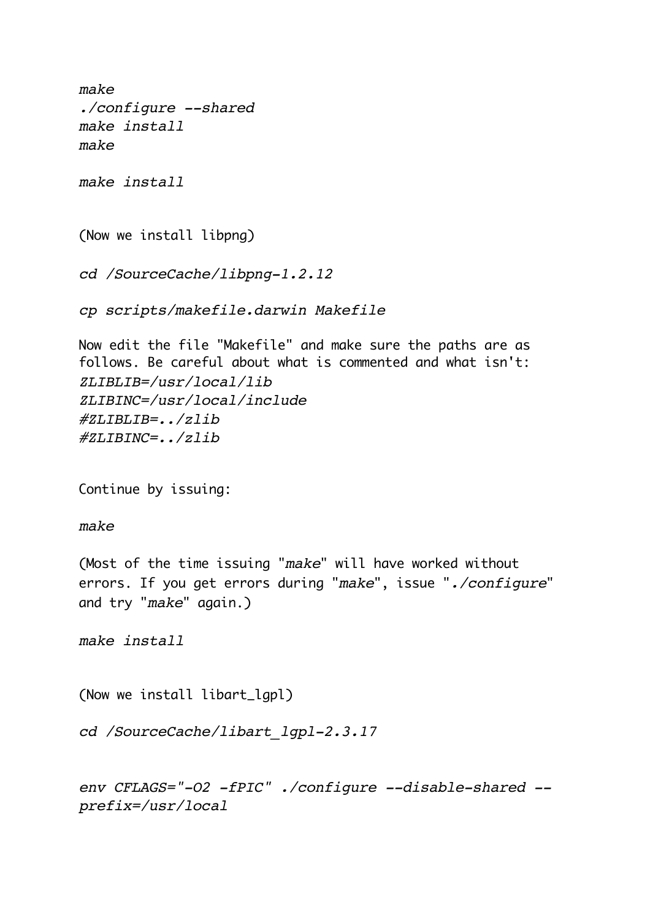*make*
*./configure --shared*
*make install*
*make*

*make install*

(Now we install libpng)

*cd /SourceCache/libpng-1.2.12*

*cp scripts/makefile.darwin Makefile*

Now edit the file "Makefile" and make sure the paths are as follows. Be careful about what is commented and what isn't:

```
ZLIBLIB=/usr/local/lib
ZLIBINC=/usr/local/include
#ZLIBLIB=../zlib
#ZLIBINC=../zlib
```

Continue by issuing:

*make*

(Most of the time issuing "*make*" will have worked without errors. If you get errors during "*make*", issue "*./configure*" and try "*make*" again.)

*make install*

(Now we install libart_lgpl)

*cd /SourceCache/libart_lgpl-2.3.17*

*env CFLAGS="-O2 -fPIC" ./configure --disable-shared --prefix=/usr/local*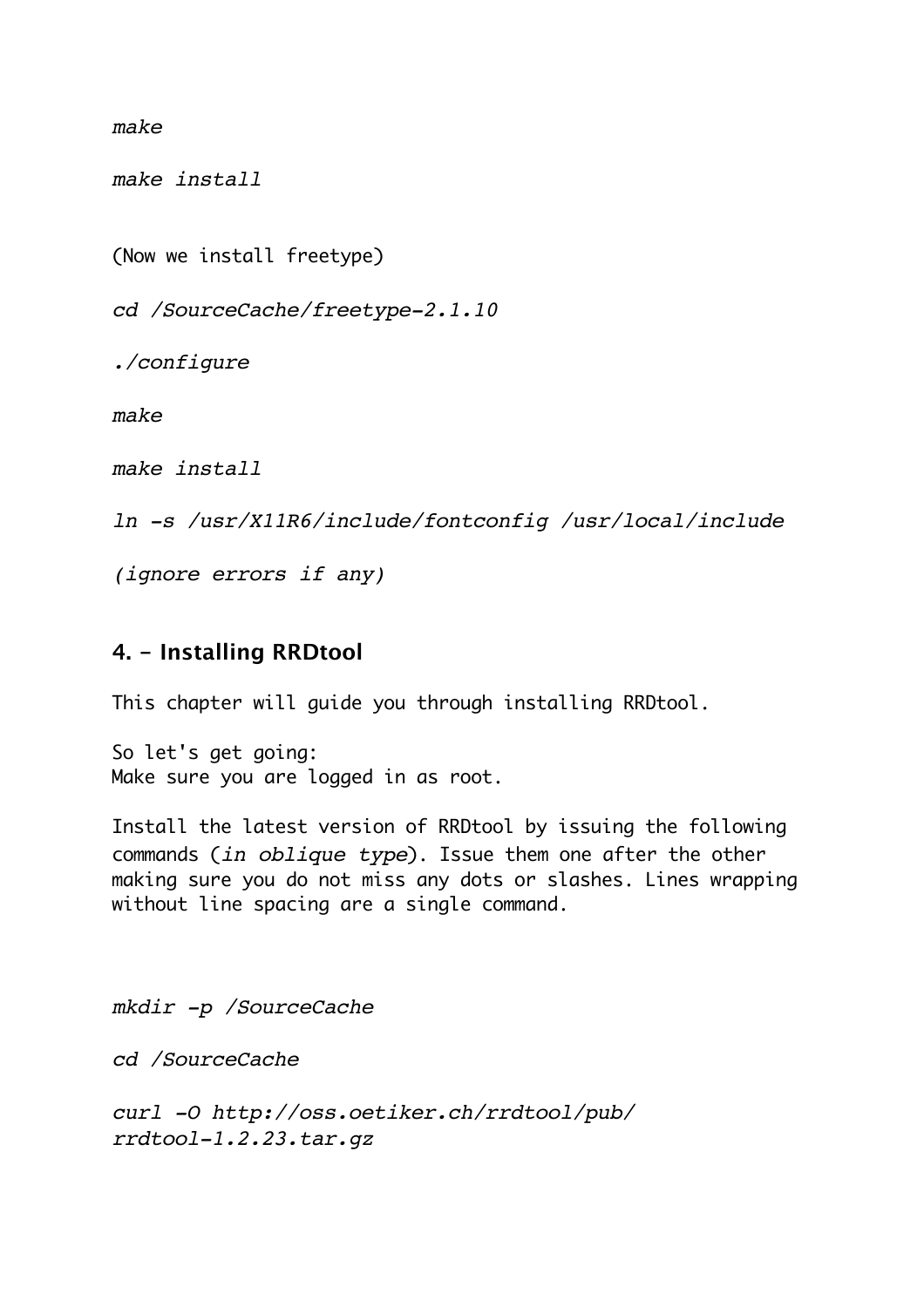*make*

*make install*

(Now we install freetype)

*cd /SourceCache/freetype-2.1.10*

*./configure*

*make*

*make install*

*ln -s /usr/X11R6/include/fontconfig /usr/local/include*

*(ignore errors if any)*

## 4. - Installing RRDtool

This chapter will guide you through installing RRDtool.

So let's get going:
Make sure you are logged in as root.

Install the latest version of RRDtool by issuing the following commands (*in oblique type*). Issue them one after the other making sure you do not miss any dots or slashes. Lines wrapping without line spacing are a single command.

*mkdir -p /SourceCache*

*cd /SourceCache*

*curl -O http://oss.oetiker.ch/rrdtool/pub/rrdtool-1.2.23.tar.gz*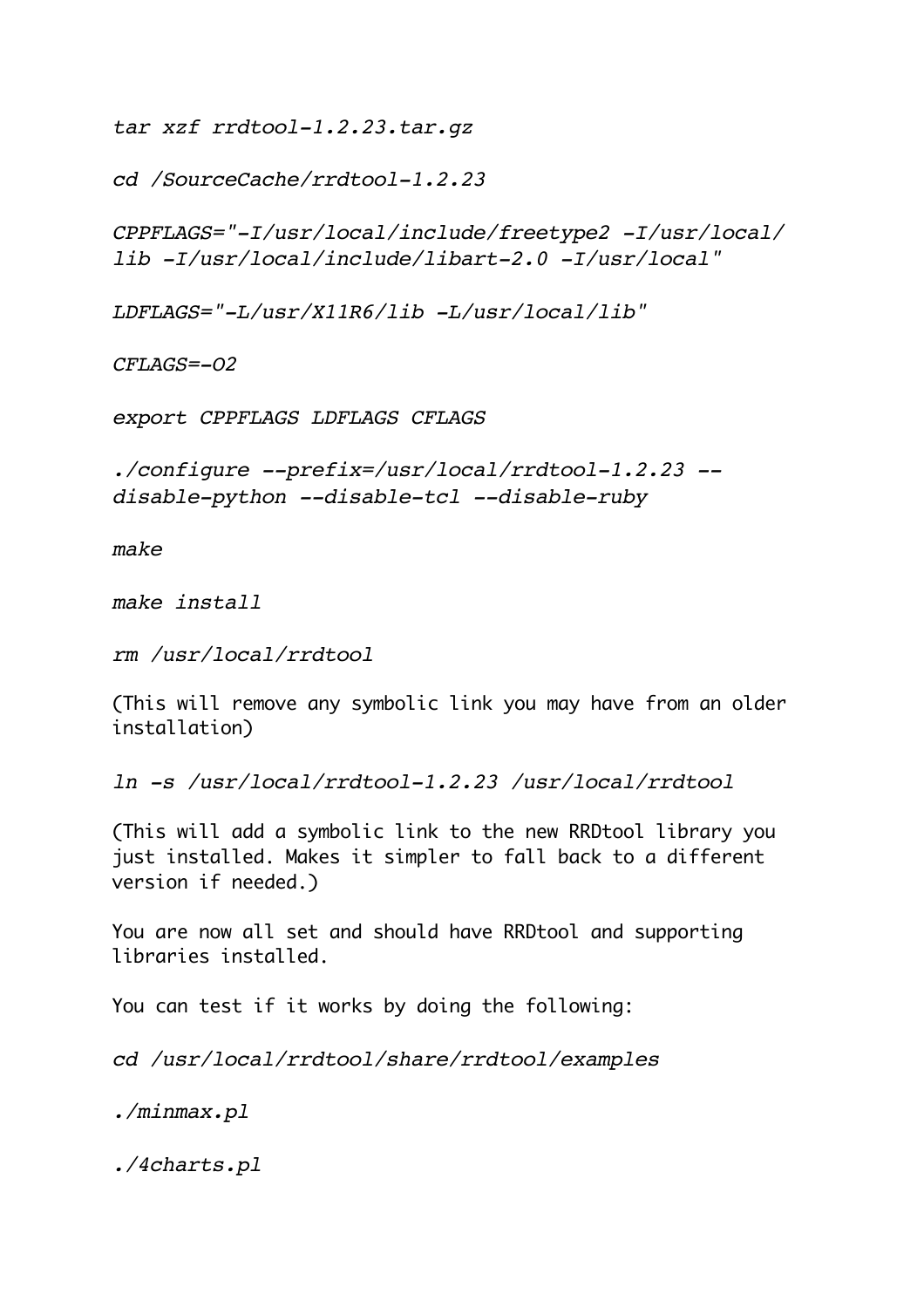```
tar xzf rrdtool-1.2.23.tar.gz

cd /SourceCache/rrdtool-1.2.23

CPPFLAGS="-I/usr/local/include/freetype2 -I/usr/local/lib -I/usr/local/include/libart-2.0 -I/usr/local"

LDFLAGS="-L/usr/X11R6/lib -L/usr/local/lib"

CFLAGS=-O2

export CPPFLAGS LDFLAGS CFLAGS

./configure --prefix=/usr/local/rrdtool-1.2.23 --disable-python --disable-tcl --disable-ruby

make

make install

rm /usr/local/rrdtool
```

(This will remove any symbolic link you may have from an older installation)

```
ln -s /usr/local/rrdtool-1.2.23 /usr/local/rrdtool
```

(This will add a symbolic link to the new RRDtool library you just installed. Makes it simpler to fall back to a different version if needed.)

You are now all set and should have RRDtool and supporting libraries installed.

You can test if it works by doing the following:

```
cd /usr/local/rrdtool/share/rrdtool/examples

./minmax.pl

./4charts.pl
```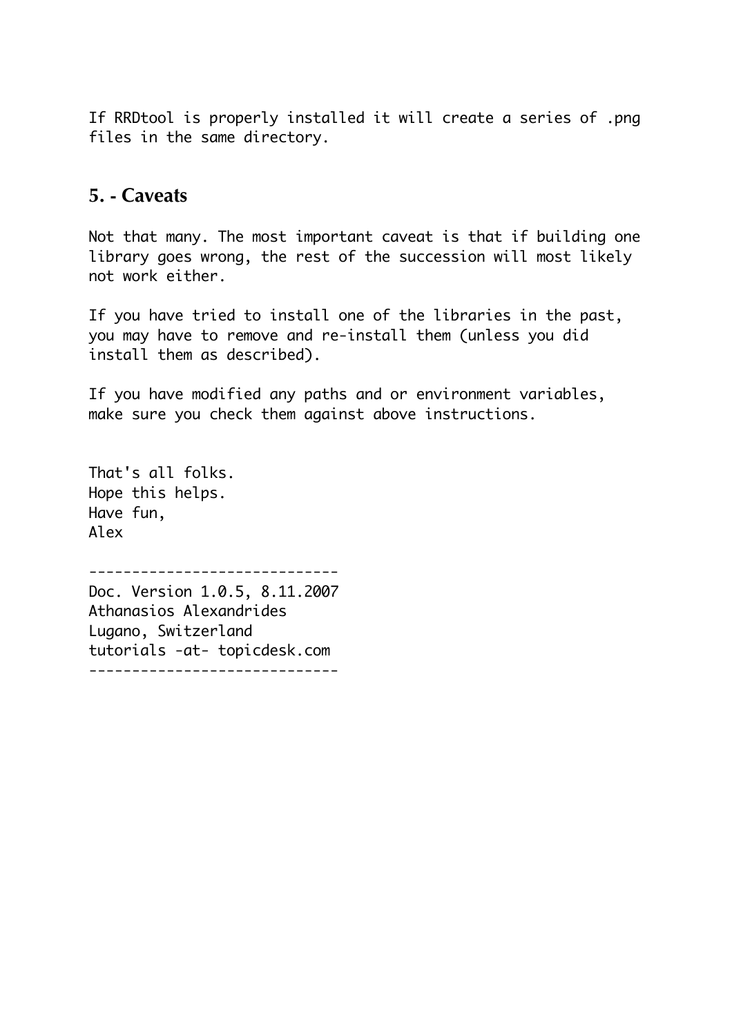If RRDtool is properly installed it will create a series of .png files in the same directory.

## 5. - Caveats

Not that many. The most important caveat is that if building one library goes wrong, the rest of the succession will most likely not work either.

If you have tried to install one of the libraries in the past, you may have to remove and re-install them (unless you did install them as described).

If you have modified any paths and or environment variables, make sure you check them against above instructions.

That's all folks.
Hope this helps.
Have fun,
Alex

-----------------------------
Doc. Version 1.0.5, 8.11.2007
Athanasios Alexandrides
Lugano, Switzerland
tutorials -at- topicdesk.com
-----------------------------